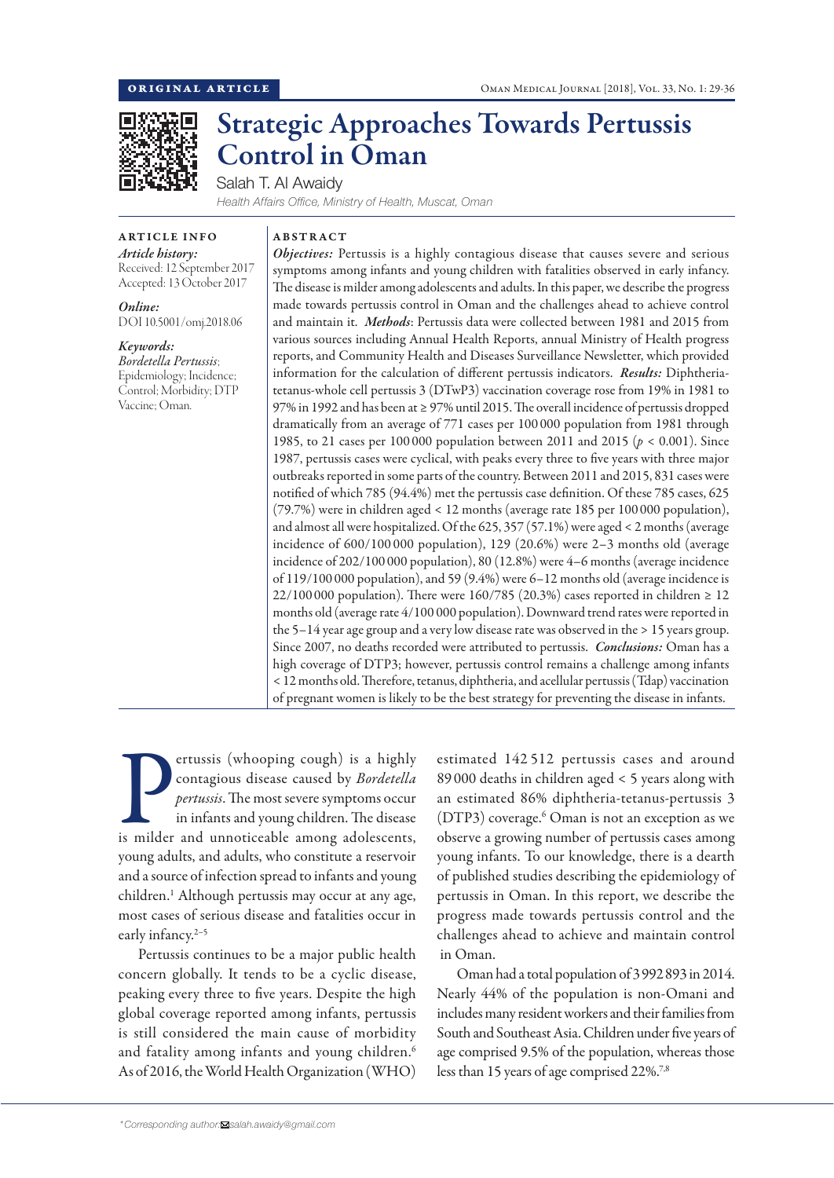ORIGINAL ARTICLE

# Strategic Approaches Towards Pertussis Control in Oman

Salah T. Al Awaidy

*Health Affairs Office, Ministry of Health, Muscat, Oman*

**ARTICLE INFO**

***Article history:***
Received: 12 September 2017
Accepted: 13 October 2017

***Online:***
DOI 10.5001/omj.2018.06

***Keywords:***
*Bordetella Pertussis*; Epidemiology; Incidence; Control; Morbidity; DTP Vaccine; Oman.

**ABSTRACT**

***Objectives:*** Pertussis is a highly contagious disease that causes severe and serious symptoms among infants and young children with fatalities observed in early infancy. The disease is milder among adolescents and adults. In this paper, we describe the progress made towards pertussis control in Oman and the challenges ahead to achieve control and maintain it. ***Methods***: Pertussis data were collected between 1981 and 2015 from various sources including Annual Health Reports, annual Ministry of Health progress reports, and Community Health and Diseases Surveillance Newsletter, which provided information for the calculation of different pertussis indicators. ***Results:*** Diphtheria-tetanus-whole cell pertussis 3 (DTwP3) vaccination coverage rose from 19% in 1981 to 97% in 1992 and has been at ≥ 97% until 2015. The overall incidence of pertussis dropped dramatically from an average of 771 cases per 100 000 population from 1981 through 1985, to 21 cases per 100 000 population between 2011 and 2015 ($p < 0.001$). Since 1987, pertussis cases were cyclical, with peaks every three to five years with three major outbreaks reported in some parts of the country. Between 2011 and 2015, 831 cases were notified of which 785 (94.4%) met the pertussis case definition. Of these 785 cases, 625 (79.7%) were in children aged < 12 months (average rate 185 per 100 000 population), and almost all were hospitalized. Of the 625, 357 (57.1%) were aged < 2 months (average incidence of 600/100 000 population), 129 (20.6%) were 2–3 months old (average incidence of 202/100 000 population), 80 (12.8%) were 4–6 months (average incidence of 119/100 000 population), and 59 (9.4%) were 6–12 months old (average incidence is 22/100 000 population). There were 160/785 (20.3%) cases reported in children ≥ 12 months old (average rate 4/100 000 population). Downward trend rates were reported in the 5–14 year age group and a very low disease rate was observed in the > 15 years group. Since 2007, no deaths recorded were attributed to pertussis. ***Conclusions:*** Oman has a high coverage of DTP3; however, pertussis control remains a challenge among infants < 12 months old. Therefore, tetanus, diphtheria, and acellular pertussis (Tdap) vaccination of pregnant women is likely to be the best strategy for preventing the disease in infants.

Pertussis (whooping cough) is a highly contagious disease caused by *Bordetella pertussis*. The most severe symptoms occur in infants and young children. The disease is milder and unnoticeable among adolescents, young adults, and adults, who constitute a reservoir and a source of infection spread to infants and young children.[1] Although pertussis may occur at any age, most cases of serious disease and fatalities occur in early infancy.[2–5]

Pertussis continues to be a major public health concern globally. It tends to be a cyclic disease, peaking every three to five years. Despite the high global coverage reported among infants, pertussis is still considered the main cause of morbidity and fatality among infants and young children.[6] As of 2016, the World Health Organization (WHO) estimated 142 512 pertussis cases and around 89 000 deaths in children aged < 5 years along with an estimated 86% diphtheria-tetanus-pertussis 3 (DTP3) coverage.[6] Oman is not an exception as we observe a growing number of pertussis cases among young infants. To our knowledge, there is a dearth of published studies describing the epidemiology of pertussis in Oman. In this report, we describe the progress made towards pertussis control and the challenges ahead to achieve and maintain control in Oman.

Oman had a total population of 3 992 893 in 2014. Nearly 44% of the population is non-Omani and includes many resident workers and their families from South and Southeast Asia. Children under five years of age comprised 9.5% of the population, whereas those less than 15 years of age comprised 22%.[7,8]

*Corresponding author: salah.awaidy@gmail.com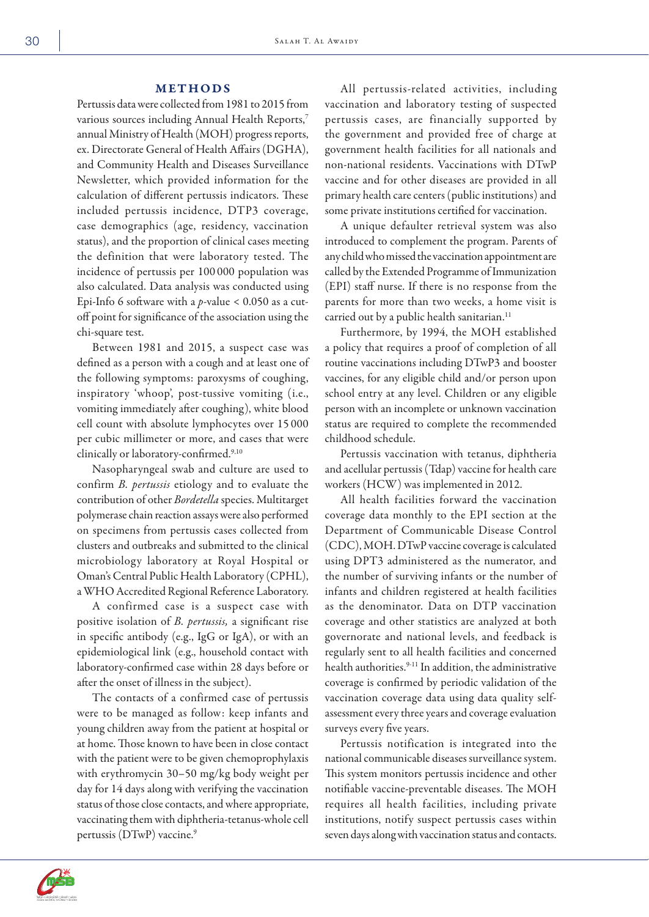## METHODS

Pertussis data were collected from 1981 to 2015 from various sources including Annual Health Reports,[7] annual Ministry of Health (MOH) progress reports, ex. Directorate General of Health Affairs (DGHA), and Community Health and Diseases Surveillance Newsletter, which provided information for the calculation of different pertussis indicators. These included pertussis incidence, DTP3 coverage, case demographics (age, residency, vaccination status), and the proportion of clinical cases meeting the definition that were laboratory tested. The incidence of pertussis per 100 000 population was also calculated. Data analysis was conducted using Epi-Info 6 software with a $p$-value $< 0.050$ as a cut-off point for significance of the association using the chi-square test.

Between 1981 and 2015, a suspect case was defined as a person with a cough and at least one of the following symptoms: paroxysms of coughing, inspiratory 'whoop', post-tussive vomiting (i.e., vomiting immediately after coughing), white blood cell count with absolute lymphocytes over 15 000 per cubic millimeter or more, and cases that were clinically or laboratory-confirmed.[9,10]

Nasopharyngeal swab and culture are used to confirm *B. pertussis* etiology and to evaluate the contribution of other *Bordetella* species. Multitarget polymerase chain reaction assays were also performed on specimens from pertussis cases collected from clusters and outbreaks and submitted to the clinical microbiology laboratory at Royal Hospital or Oman's Central Public Health Laboratory (CPHL), a WHO Accredited Regional Reference Laboratory.

A confirmed case is a suspect case with positive isolation of *B. pertussis,* a significant rise in specific antibody (e.g., IgG or IgA), or with an epidemiological link (e.g., household contact with laboratory-confirmed case within 28 days before or after the onset of illness in the subject).

The contacts of a confirmed case of pertussis were to be managed as follow: keep infants and young children away from the patient at hospital or at home. Those known to have been in close contact with the patient were to be given chemoprophylaxis with erythromycin 30–50 mg/kg body weight per day for 14 days along with verifying the vaccination status of those close contacts, and where appropriate, vaccinating them with diphtheria-tetanus-whole cell pertussis (DTwP) vaccine.[9]

All pertussis-related activities, including vaccination and laboratory testing of suspected pertussis cases, are financially supported by the government and provided free of charge at government health facilities for all nationals and non-national residents. Vaccinations with DTwP vaccine and for other diseases are provided in all primary health care centers (public institutions) and some private institutions certified for vaccination.

A unique defaulter retrieval system was also introduced to complement the program. Parents of any child who missed the vaccination appointment are called by the Extended Programme of Immunization (EPI) staff nurse. If there is no response from the parents for more than two weeks, a home visit is carried out by a public health sanitarian.[11]

Furthermore, by 1994, the MOH established a policy that requires a proof of completion of all routine vaccinations including DTwP3 and booster vaccines, for any eligible child and/or person upon school entry at any level. Children or any eligible person with an incomplete or unknown vaccination status are required to complete the recommended childhood schedule.

Pertussis vaccination with tetanus, diphtheria and acellular pertussis (Tdap) vaccine for health care workers (HCW) was implemented in 2012.

All health facilities forward the vaccination coverage data monthly to the EPI section at the Department of Communicable Disease Control (CDC), MOH. DTwP vaccine coverage is calculated using DPT3 administered as the numerator, and the number of surviving infants or the number of infants and children registered at health facilities as the denominator. Data on DTP vaccination coverage and other statistics are analyzed at both governorate and national levels, and feedback is regularly sent to all health facilities and concerned health authorities.[9-11] In addition, the administrative coverage is confirmed by periodic validation of the vaccination coverage data using data quality self-assessment every three years and coverage evaluation surveys every five years.

Pertussis notification is integrated into the national communicable diseases surveillance system. This system monitors pertussis incidence and other notifiable vaccine-preventable diseases. The MOH requires all health facilities, including private institutions, notify suspect pertussis cases within seven days along with vaccination status and contacts.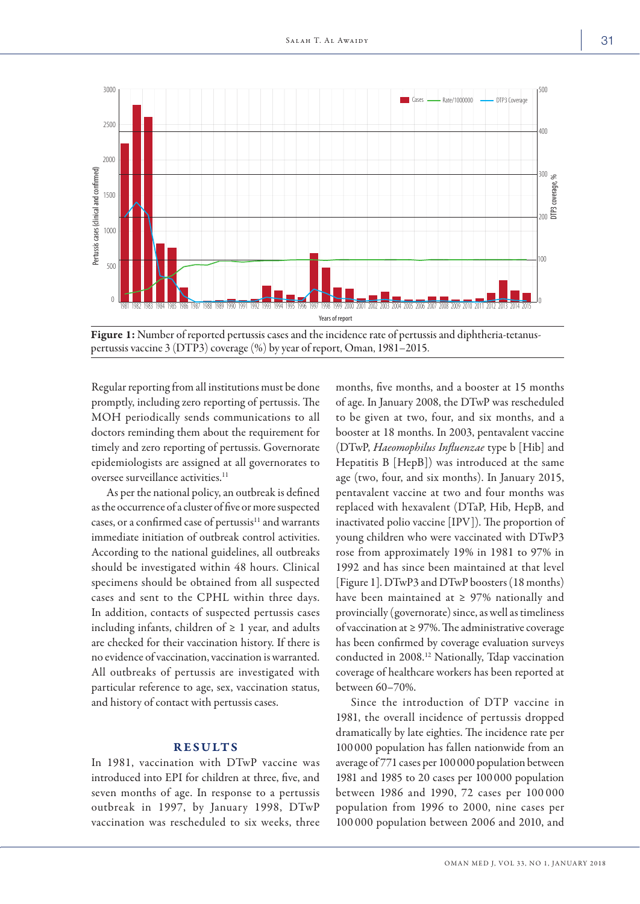**Figure 1:** Number of reported pertussis cases and the incidence rate of pertussis and diphtheria-tetanus-pertussis vaccine 3 (DTP3) coverage (%) by year of report, Oman, 1981–2015.

Regular reporting from all institutions must be done promptly, including zero reporting of pertussis. The MOH periodically sends communications to all doctors reminding them about the requirement for timely and zero reporting of pertussis. Governorate epidemiologists are assigned at all governorates to oversee surveillance activities.[11]

As per the national policy, an outbreak is defined as the occurrence of a cluster of five or more suspected cases, or a confirmed case of pertussis[11] and warrants immediate initiation of outbreak control activities. According to the national guidelines, all outbreaks should be investigated within 48 hours. Clinical specimens should be obtained from all suspected cases and sent to the CPHL within three days. In addition, contacts of suspected pertussis cases including infants, children of ≥ 1 year, and adults are checked for their vaccination history. If there is no evidence of vaccination, vaccination is warranted. All outbreaks of pertussis are investigated with particular reference to age, sex, vaccination status, and history of contact with pertussis cases.

## RESULTS

In 1981, vaccination with DTwP vaccine was introduced into EPI for children at three, five, and seven months of age. In response to a pertussis outbreak in 1997, by January 1998, DTwP vaccination was rescheduled to six weeks, three months, five months, and a booster at 15 months of age. In January 2008, the DTwP was rescheduled to be given at two, four, and six months, and a booster at 18 months. In 2003, pentavalent vaccine (DTwP, *Haemophilus Influenzae* type b [Hib] and Hepatitis B [HepB]) was introduced at the same age (two, four, and six months). In January 2015, pentavalent vaccine at two and four months was replaced with hexavalent (DTaP, Hib, HepB, and inactivated polio vaccine [IPV]). The proportion of young children who were vaccinated with DTwP3 rose from approximately 19% in 1981 to 97% in 1992 and has since been maintained at that level [Figure 1]. DTwP3 and DTwP boosters (18 months) have been maintained at ≥ 97% nationally and provincially (governorate) since, as well as timeliness of vaccination at ≥ 97%. The administrative coverage has been confirmed by coverage evaluation surveys conducted in 2008.[12] Nationally, Tdap vaccination coverage of healthcare workers has been reported at between 60–70%.

Since the introduction of DTP vaccine in 1981, the overall incidence of pertussis dropped dramatically by late eighties. The incidence rate per 100 000 population has fallen nationwide from an average of 771 cases per 100 000 population between 1981 and 1985 to 20 cases per 100 000 population between 1986 and 1990, 72 cases per 100 000 population from 1996 to 2000, nine cases per 100 000 population between 2006 and 2010, and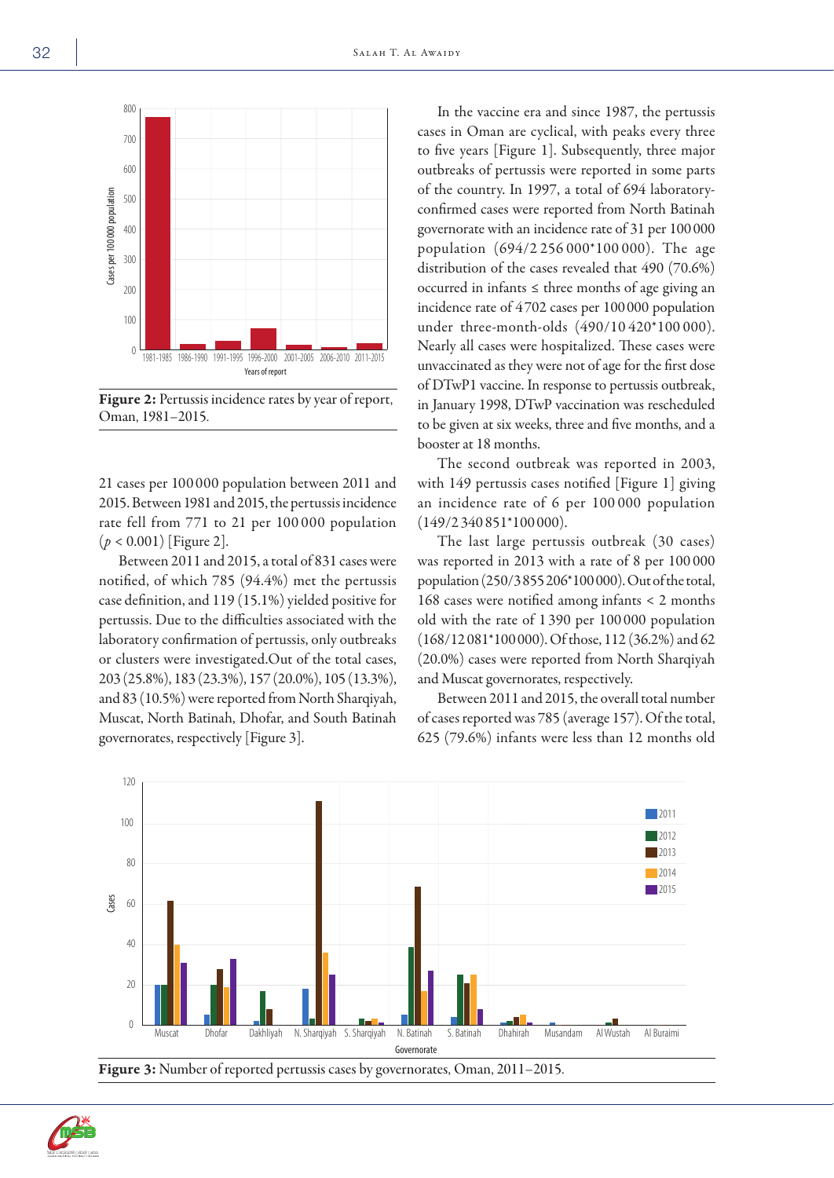Figure 2: Pertussis incidence rates by year of report, Oman, 1981–2015.

21 cases per 100 000 population between 2011 and 2015. Between 1981 and 2015, the pertussis incidence rate fell from 771 to 21 per 100 000 population ($p < 0.001$) [Figure 2].

Between 2011 and 2015, a total of 831 cases were notified, of which 785 (94.4%) met the pertussis case definition, and 119 (15.1%) yielded positive for pertussis. Due to the difficulties associated with the laboratory confirmation of pertussis, only outbreaks or clusters were investigated.Out of the total cases, 203 (25.8%), 183 (23.3%), 157 (20.0%), 105 (13.3%), and 83 (10.5%) were reported from North Sharqiyah, Muscat, North Batinah, Dhofar, and South Batinah governorates, respectively [Figure 3].

In the vaccine era and since 1987, the pertussis cases in Oman are cyclical, with peaks every three to five years [Figure 1]. Subsequently, three major outbreaks of pertussis were reported in some parts of the country. In 1997, a total of 694 laboratory-confirmed cases were reported from North Batinah governorate with an incidence rate of 31 per 100 000 population (694/2 256 000*100 000). The age distribution of the cases revealed that 490 (70.6%) occurred in infants ≤ three months of age giving an incidence rate of 4702 cases per 100 000 population under three-month-olds (490/10 420*100 000). Nearly all cases were hospitalized. These cases were unvaccinated as they were not of age for the first dose of DTwP1 vaccine. In response to pertussis outbreak, in January 1998, DTwP vaccination was rescheduled to be given at six weeks, three and five months, and a booster at 18 months.

The second outbreak was reported in 2003, with 149 pertussis cases notified [Figure 1] giving an incidence rate of 6 per 100 000 population (149/2 340 851*100 000).

The last large pertussis outbreak (30 cases) was reported in 2013 with a rate of 8 per 100 000 population (250/3 855 206*100 000). Out of the total, 168 cases were notified among infants < 2 months old with the rate of 1 390 per 100 000 population (168/12 081*100 000). Of those, 112 (36.2%) and 62 (20.0%) cases were reported from North Sharqiyah and Muscat governorates, respectively.

Between 2011 and 2015, the overall total number of cases reported was 785 (average 157). Of the total, 625 (79.6%) infants were less than 12 months old

Figure 3: Number of reported pertussis cases by governorates, Oman, 2011–2015.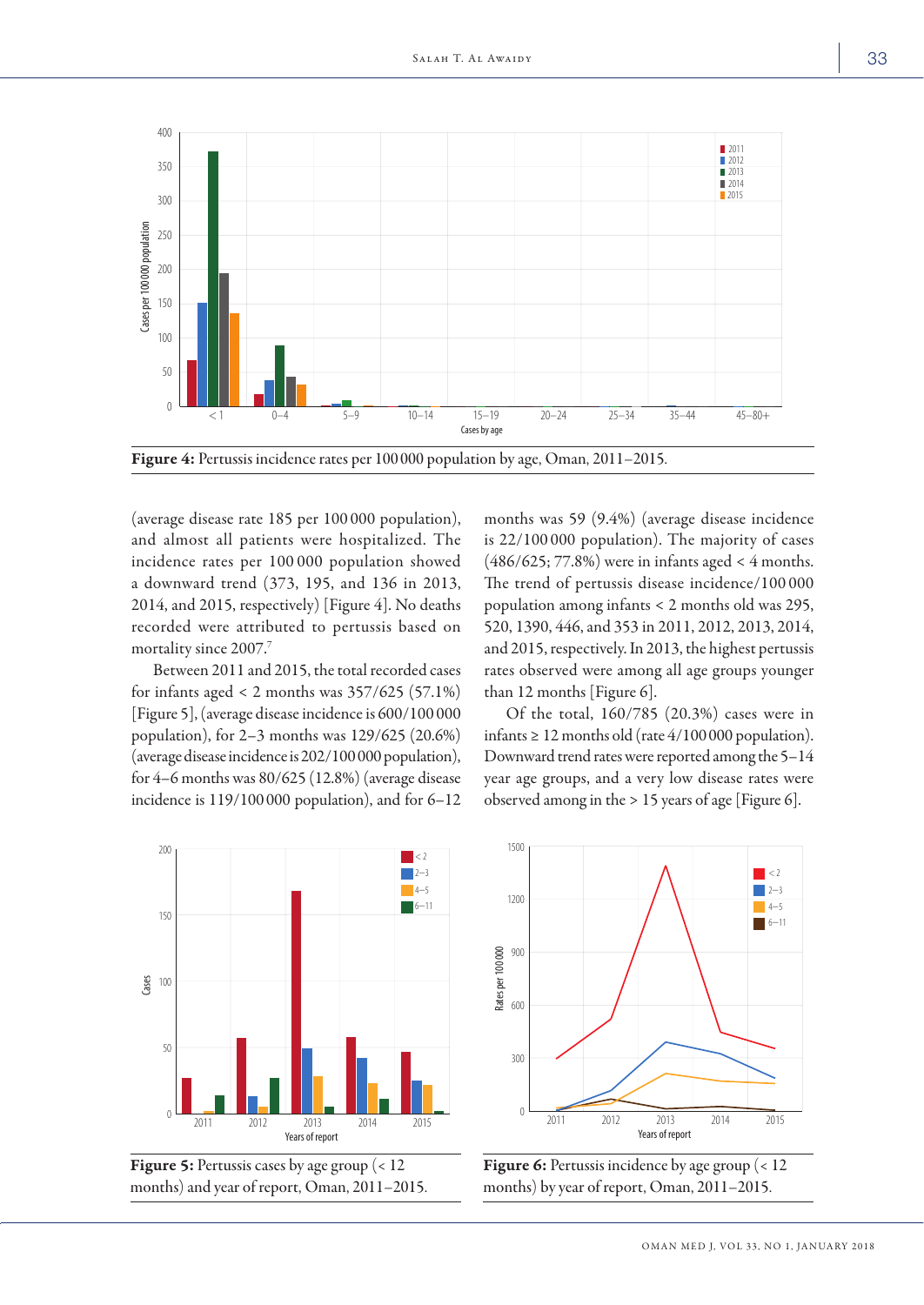Figure 4: Pertussis incidence rates per 100 000 population by age, Oman, 2011–2015.

(average disease rate 185 per 100 000 population), and almost all patients were hospitalized. The incidence rates per 100 000 population showed a downward trend (373, 195, and 136 in 2013, 2014, and 2015, respectively) [Figure 4]. No deaths recorded were attributed to pertussis based on mortality since 2007.[7]

Between 2011 and 2015, the total recorded cases for infants aged < 2 months was 357/625 (57.1%) [Figure 5], (average disease incidence is 600/100 000 population), for 2–3 months was 129/625 (20.6%) (average disease incidence is 202/100 000 population), for 4–6 months was 80/625 (12.8%) (average disease incidence is 119/100 000 population), and for 6–12 months was 59 (9.4%) (average disease incidence is 22/100 000 population). The majority of cases (486/625; 77.8%) were in infants aged < 4 months. The trend of pertussis disease incidence/100 000 population among infants < 2 months old was 295, 520, 1390, 446, and 353 in 2011, 2012, 2013, 2014, and 2015, respectively. In 2013, the highest pertussis rates observed were among all age groups younger than 12 months [Figure 6].

Of the total, 160/785 (20.3%) cases were in infants ≥ 12 months old (rate 4/100 000 population). Downward trend rates were reported among the 5–14 year age groups, and a very low disease rates were observed among in the > 15 years of age [Figure 6].

Figure 5: Pertussis cases by age group (< 12 months) and year of report, Oman, 2011–2015.

Figure 6: Pertussis incidence by age group (< 12 months) by year of report, Oman, 2011–2015.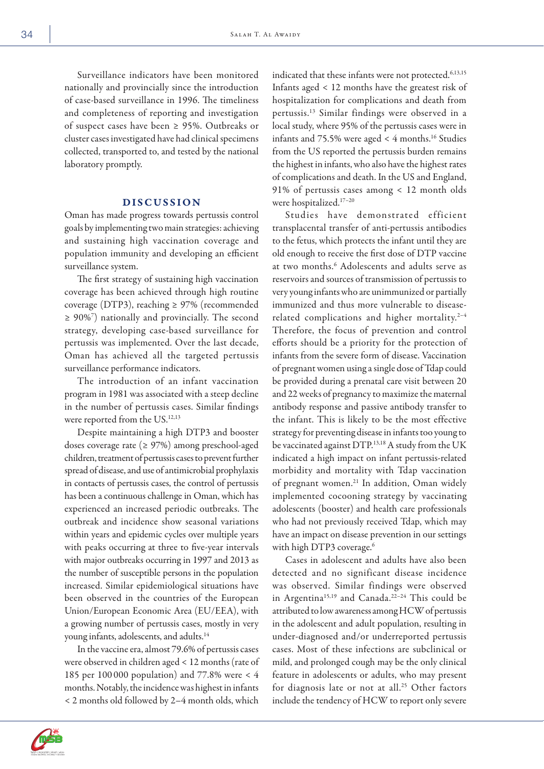Surveillance indicators have been monitored nationally and provincially since the introduction of case-based surveillance in 1996. The timeliness and completeness of reporting and investigation of suspect cases have been ≥ 95%. Outbreaks or cluster cases investigated have had clinical specimens collected, transported to, and tested by the national laboratory promptly.

## DISCUSSION

Oman has made progress towards pertussis control goals by implementing two main strategies: achieving and sustaining high vaccination coverage and population immunity and developing an efficient surveillance system.

The first strategy of sustaining high vaccination coverage has been achieved through high routine coverage (DTP3), reaching ≥ 97% (recommended ≥ 90%[7]) nationally and provincially. The second strategy, developing case-based surveillance for pertussis was implemented. Over the last decade, Oman has achieved all the targeted pertussis surveillance performance indicators.

The introduction of an infant vaccination program in 1981 was associated with a steep decline in the number of pertussis cases. Similar findings were reported from the US.[12,13]

Despite maintaining a high DTP3 and booster doses coverage rate (≥ 97%) among preschool-aged children, treatment of pertussis cases to prevent further spread of disease, and use of antimicrobial prophylaxis in contacts of pertussis cases, the control of pertussis has been a continuous challenge in Oman, which has experienced an increased periodic outbreaks. The outbreak and incidence show seasonal variations within years and epidemic cycles over multiple years with peaks occurring at three to five-year intervals with major outbreaks occurring in 1997 and 2013 as the number of susceptible persons in the population increased. Similar epidemiological situations have been observed in the countries of the European Union/European Economic Area (EU/EEA), with a growing number of pertussis cases, mostly in very young infants, adolescents, and adults.[14]

In the vaccine era, almost 79.6% of pertussis cases were observed in children aged < 12 months (rate of 185 per 100 000 population) and 77.8% were < 4 months. Notably, the incidence was highest in infants < 2 months old followed by 2–4 month olds, which indicated that these infants were not protected.[6,13,15] Infants aged < 12 months have the greatest risk of hospitalization for complications and death from pertussis.[13] Similar findings were observed in a local study, where 95% of the pertussis cases were in infants and 75.5% were aged < 4 months.[16] Studies from the US reported the pertussis burden remains the highest in infants, who also have the highest rates of complications and death. In the US and England, 91% of pertussis cases among < 12 month olds were hospitalized.[17–20]

Studies have demonstrated efficient transplacental transfer of anti-pertussis antibodies to the fetus, which protects the infant until they are old enough to receive the first dose of DTP vaccine at two months.[6] Adolescents and adults serve as reservoirs and sources of transmission of pertussis to very young infants who are unimmunized or partially immunized and thus more vulnerable to disease-related complications and higher mortality.[2–4] Therefore, the focus of prevention and control efforts should be a priority for the protection of infants from the severe form of disease. Vaccination of pregnant women using a single dose of Tdap could be provided during a prenatal care visit between 20 and 22 weeks of pregnancy to maximize the maternal antibody response and passive antibody transfer to the infant. This is likely to be the most effective strategy for preventing disease in infants too young to be vaccinated against DTP.[13,18] A study from the UK indicated a high impact on infant pertussis-related morbidity and mortality with Tdap vaccination of pregnant women.[21] In addition, Oman widely implemented cocooning strategy by vaccinating adolescents (booster) and health care professionals who had not previously received Tdap, which may have an impact on disease prevention in our settings with high DTP3 coverage.[6]

Cases in adolescent and adults have also been detected and no significant disease incidence was observed. Similar findings were observed in Argentina[15,19] and Canada.[22–24] This could be attributed to low awareness among HCW of pertussis in the adolescent and adult population, resulting in under-diagnosed and/or underreported pertussis cases. Most of these infections are subclinical or mild, and prolonged cough may be the only clinical feature in adolescents or adults, who may present for diagnosis late or not at all.[25] Other factors include the tendency of HCW to report only severe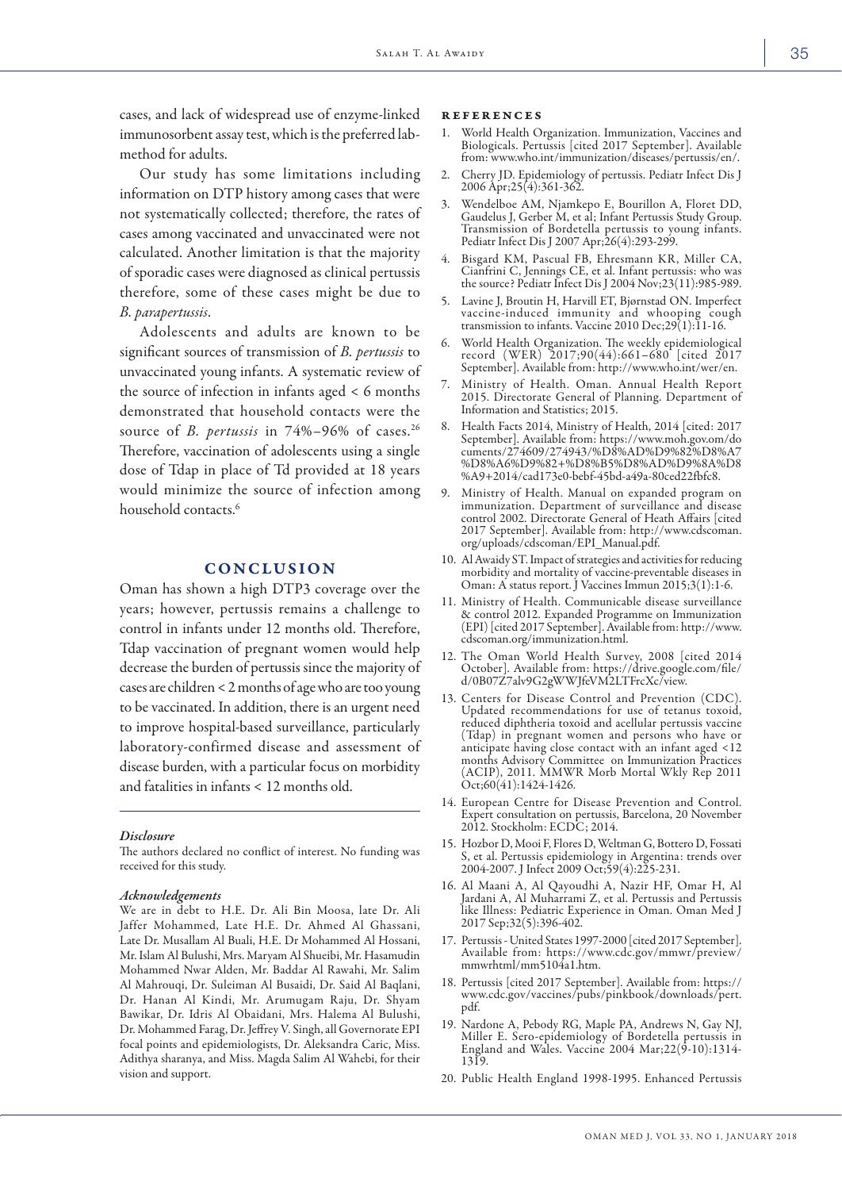cases, and lack of widespread use of enzyme-linked immunosorbent assay test, which is the preferred lab-method for adults.

Our study has some limitations including information on DTP history among cases that were not systematically collected; therefore, the rates of cases among vaccinated and unvaccinated were not calculated. Another limitation is that the majority of sporadic cases were diagnosed as clinical pertussis therefore, some of these cases might be due to *B. parapertussis*.

Adolescents and adults are known to be significant sources of transmission of *B. pertussis* to unvaccinated young infants. A systematic review of the source of infection in infants aged < 6 months demonstrated that household contacts were the source of *B. pertussis* in 74%–96% of cases.[26] Therefore, vaccination of adolescents using a single dose of Tdap in place of Td provided at 18 years would minimize the source of infection among household contacts.[6]

## CONCLUSION

Oman has shown a high DTP3 coverage over the years; however, pertussis remains a challenge to control in infants under 12 months old. Therefore, Tdap vaccination of pregnant women would help decrease the burden of pertussis since the majority of cases are children < 2 months of age who are too young to be vaccinated. In addition, there is an urgent need to improve hospital-based surveillance, particularly laboratory-confirmed disease and assessment of disease burden, with a particular focus on morbidity and fatalities in infants < 12 months old.

### *Disclosure*

The authors declared no conflict of interest. No funding was received for this study.

### *Acknowledgements*

We are in debt to H.E. Dr. Ali Bin Moosa, late Dr. Ali Jaffer Mohammed, Late H.E. Dr. Ahmed Al Ghassani, Late Dr. Musallam Al Buali, H.E. Dr Mohammed Al Hossani, Mr. Islam Al Bulushi, Mrs. Maryam Al Shueibi, Mr. Hasamudin Mohammed Nwar Alden, Mr. Baddar Al Rawahi, Mr. Salim Al Mahrouqi, Dr. Suleiman Al Busaidi, Dr. Said Al Baqlani, Dr. Hanan Al Kindi, Mr. Arumugam Raju, Dr. Shyam Bawikar, Dr. Idris Al Obaidani, Mrs. Halema Al Bulushi, Dr. Mohammed Farag, Dr. Jeffrey V. Singh, all Governorate EPI focal points and epidemiologists, Dr. Aleksandra Caric, Miss. Adithya sharanya, and Miss. Magda Salim Al Wahebi, for their vision and support.

## REFERENCES

1. World Health Organization. Immunization, Vaccines and Biologicals. Pertussis [cited 2017 September]. Available from: www.who.int/immunization/diseases/pertussis/en/.
2. Cherry JD. Epidemiology of pertussis. Pediatr Infect Dis J 2006 Apr;25(4):361-362.
3. Wendelboe AM, Njamkepo E, Bourillon A, Floret DD, Gaudelus J, Gerber M, et al; Infant Pertussis Study Group. Transmission of Bordetella pertussis to young infants. Pediatr Infect Dis J 2007 Apr;26(4):293-299.
4. Bisgard KM, Pascual FB, Ehresmann KR, Miller CA, Cianfrini C, Jennings CE, et al. Infant pertussis: who was the source? Pediatr Infect Dis J 2004 Nov;23(11):985-989.
5. Lavine J, Broutin H, Harvill ET, Bjørnstad ON. Imperfect vaccine-induced immunity and whooping cough transmission to infants. Vaccine 2010 Dec;29(1):11-16.
6. World Health Organization. The weekly epidemiological record (WER) 2017;90(44):661–680 [cited 2017 September]. Available from: http://www.who.int/wer/en.
7. Ministry of Health. Oman. Annual Health Report 2015. Directorate General of Planning. Department of Information and Statistics; 2015.
8. Health Facts 2014, Ministry of Health, 2014 [cited: 2017 September]. Available from: https://www.moh.gov.om/documents/274609/274943/%D8%AD%D9%82%D8%A7%D8%A6%D9%82+%D8%B5%D8%AD%D9%8A%D8%A9+2014/cad173e0-bebf-45bd-a49a-80ced22fbfc8.
9. Ministry of Health. Manual on expanded program on immunization. Department of surveillance and disease control 2002. Directorate General of Heath Affairs [cited 2017 September]. Available from: http://www.cdscoman.org/uploads/cdscoman/EPI_Manual.pdf.
10. Al Awaidy ST. Impact of strategies and activities for reducing morbidity and mortality of vaccine-preventable diseases in Oman: A status report. J Vaccines Immun 2015;3(1):1-6.
11. Ministry of Health. Communicable disease surveillance & control 2012. Expanded Programme on Immunization (EPI) [cited 2017 September]. Available from: http://www.cdscoman.org/immunization.html.
12. The Oman World Health Survey, 2008 [cited 2014 October]. Available from: https://drive.google.com/file/d/0B07Z7alv9G2gWWJfeVM2LTFrcXc/view.
13. Centers for Disease Control and Prevention (CDC). Updated recommendations for use of tetanus toxoid, reduced diphtheria toxoid and acellular pertussis vaccine (Tdap) in pregnant women and persons who have or anticipate having close contact with an infant aged <12 months Advisory Committee on Immunization Practices (ACIP), 2011. MMWR Morb Mortal Wkly Rep 2011 Oct;60(41):1424-1426.
14. European Centre for Disease Prevention and Control. Expert consultation on pertussis, Barcelona, 20 November 2012. Stockholm: ECDC; 2014.
15. Hozbor D, Mooi F, Flores D, Weltman G, Bottero D, Fossati S, et al. Pertussis epidemiology in Argentina: trends over 2004-2007. J Infect 2009 Oct;59(4):225-231.
16. Al Maani A, Al Qayoudhi A, Nazir HF, Omar H, Al Jardani A, Al Muharrami Z, et al. Pertussis and Pertussis like Illness: Pediatric Experience in Oman. Oman Med J 2017 Sep;32(5):396-402.
17. Pertussis - United States 1997-2000 [cited 2017 September]. Available from: https://www.cdc.gov/mmwr/preview/mmwrhtml/mm5104a1.htm.
18. Pertussis [cited 2017 September]. Available from: https://www.cdc.gov/vaccines/pubs/pinkbook/downloads/pert.pdf.
19. Nardone A, Pebody RG, Maple PA, Andrews N, Gay NJ, Miller E. Sero-epidemiology of Bordetella pertussis in England and Wales. Vaccine 2004 Mar;22(9-10):1314-1319.
20. Public Health England 1998-1995. Enhanced Pertussis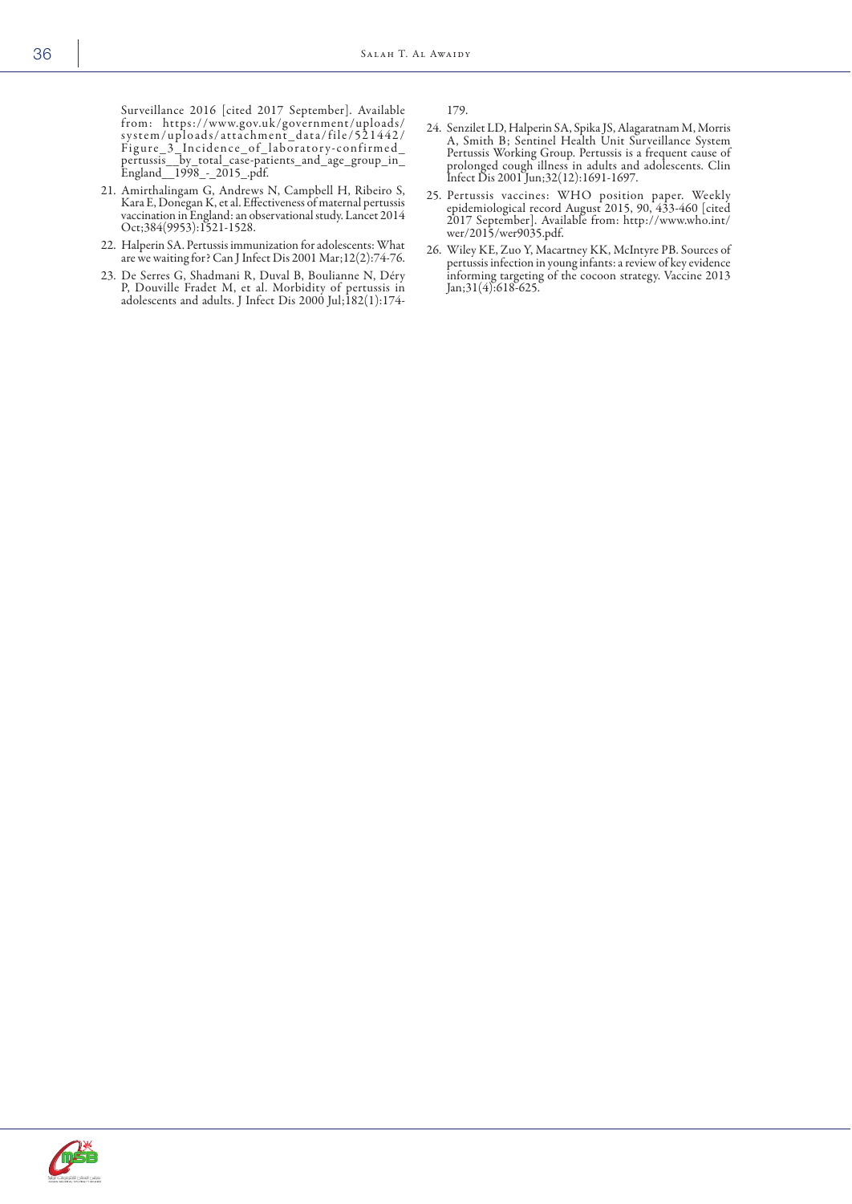Surveillance 2016 [cited 2017 September]. Available from: https://www.gov.uk/government/uploads/system/uploads/attachment_data/file/521442/Figure_3_Incidence_of_laboratory-confirmed_pertussis__by_total_case-patients_and_age_group_in_England__1998_-_2015_.pdf.

21. Amirthalingam G, Andrews N, Campbell H, Ribeiro S, Kara E, Donegan K, et al. Effectiveness of maternal pertussis vaccination in England: an observational study. Lancet 2014 Oct;384(9953):1521-1528.
22. Halperin SA. Pertussis immunization for adolescents: What are we waiting for? Can J Infect Dis 2001 Mar;12(2):74-76.
23. De Serres G, Shadmani R, Duval B, Boulianne N, Déry P, Douville Fradet M, et al. Morbidity of pertussis in adolescents and adults. J Infect Dis 2000 Jul;182(1):174-179.
24. Senzilet LD, Halperin SA, Spika JS, Alagaratnam M, Morris A, Smith B; Sentinel Health Unit Surveillance System Pertussis Working Group. Pertussis is a frequent cause of prolonged cough illness in adults and adolescents. Clin Infect Dis 2001 Jun;32(12):1691-1697.
25. Pertussis vaccines: WHO position paper. Weekly epidemiological record August 2015, 90, 433-460 [cited 2017 September]. Available from: http://www.who.int/wer/2015/wer9035.pdf.
26. Wiley KE, Zuo Y, Macartney KK, McIntyre PB. Sources of pertussis infection in young infants: a review of key evidence informing targeting of the cocoon strategy. Vaccine 2013 Jan;31(4):618-625.